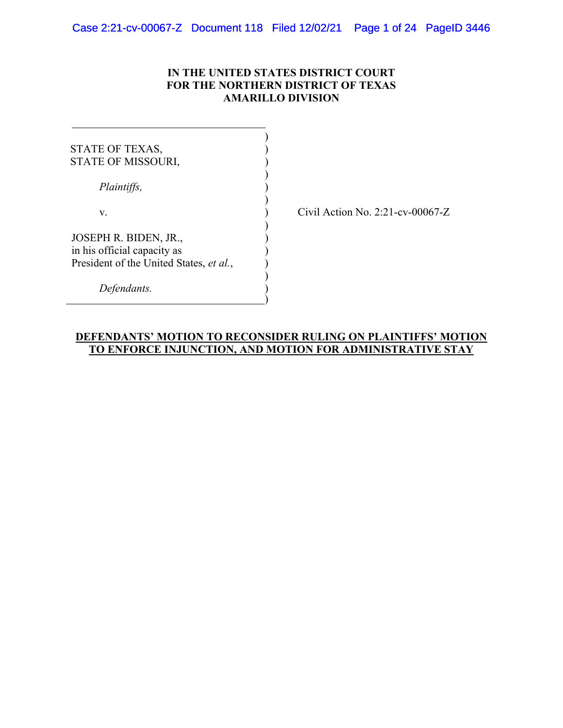**IN THE UNITED STATES DISTRICT COURT**
**FOR THE NORTHERN DISTRICT OF TEXAS**
**AMARILLO DIVISION**

| | |
|---|---|
| STATE OF TEXAS,<br>STATE OF MISSOURI,<br><br>*Plaintiffs,*<br><br>v.<br><br>JOSEPH R. BIDEN, JR.,<br>in his official capacity as<br>President of the United States, *et al.*,<br><br>*Defendants.* | Civil Action No. 2:21-cv-00067-Z |

**DEFENDANTS' MOTION TO RECONSIDER RULING ON PLAINTIFFS' MOTION TO ENFORCE INJUNCTION, AND MOTION FOR ADMINISTRATIVE STAY**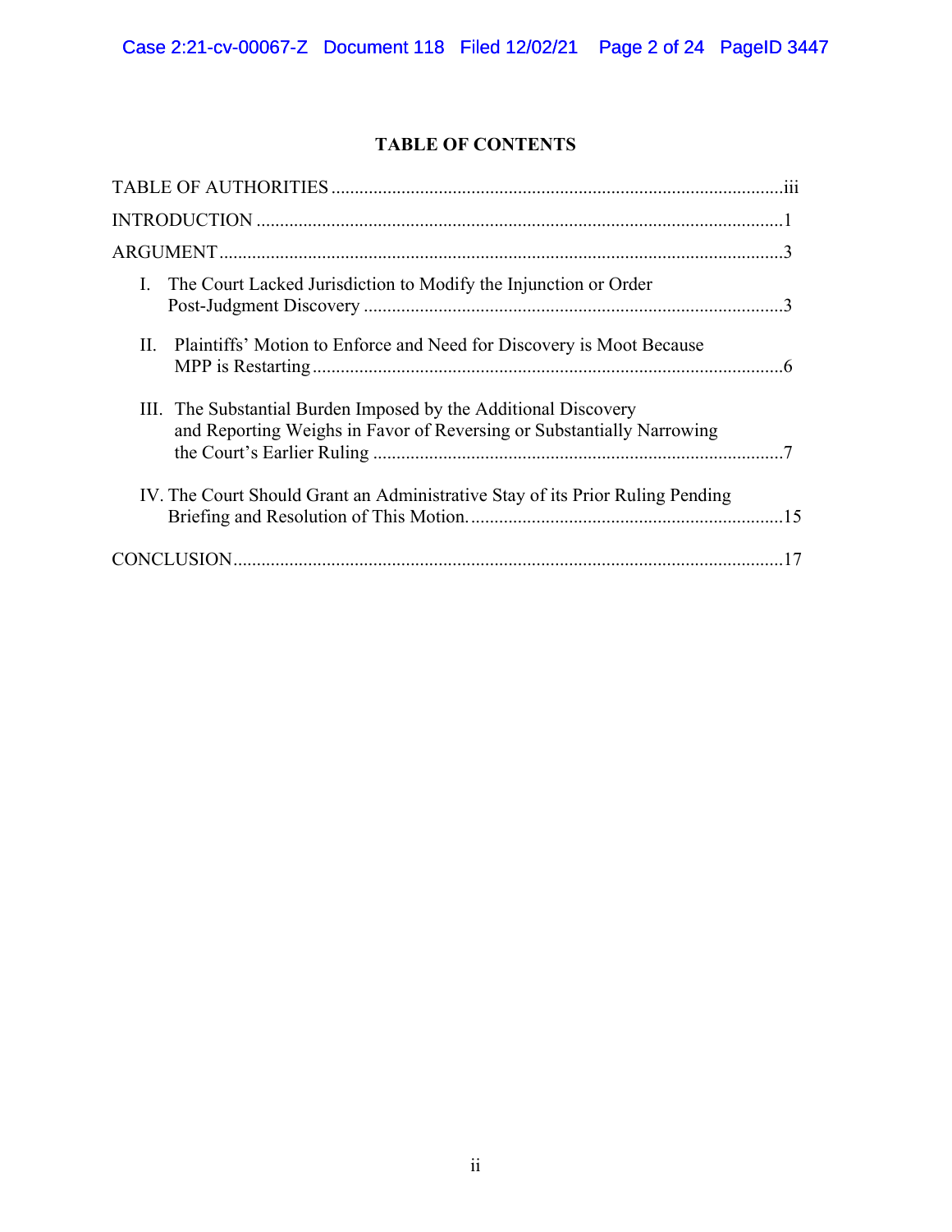## TABLE OF CONTENTS

TABLE OF AUTHORITIES ..................................................................................................iii

INTRODUCTION ..................................................................................................................1

ARGUMENT ..........................................................................................................................3

I. The Court Lacked Jurisdiction to Modify the Injunction or Order Post-Judgment Discovery ..........................................................................................3

II. Plaintiffs' Motion to Enforce and Need for Discovery is Moot Because MPP is Restarting ..........................................................................................................6

III. The Substantial Burden Imposed by the Additional Discovery and Reporting Weighs in Favor of Reversing or Substantially Narrowing the Court's Earlier Ruling ..........................................................................................7

IV. The Court Should Grant an Administrative Stay of its Prior Ruling Pending Briefing and Resolution of This Motion. ...................................................................15

CONCLUSION ......................................................................................................................17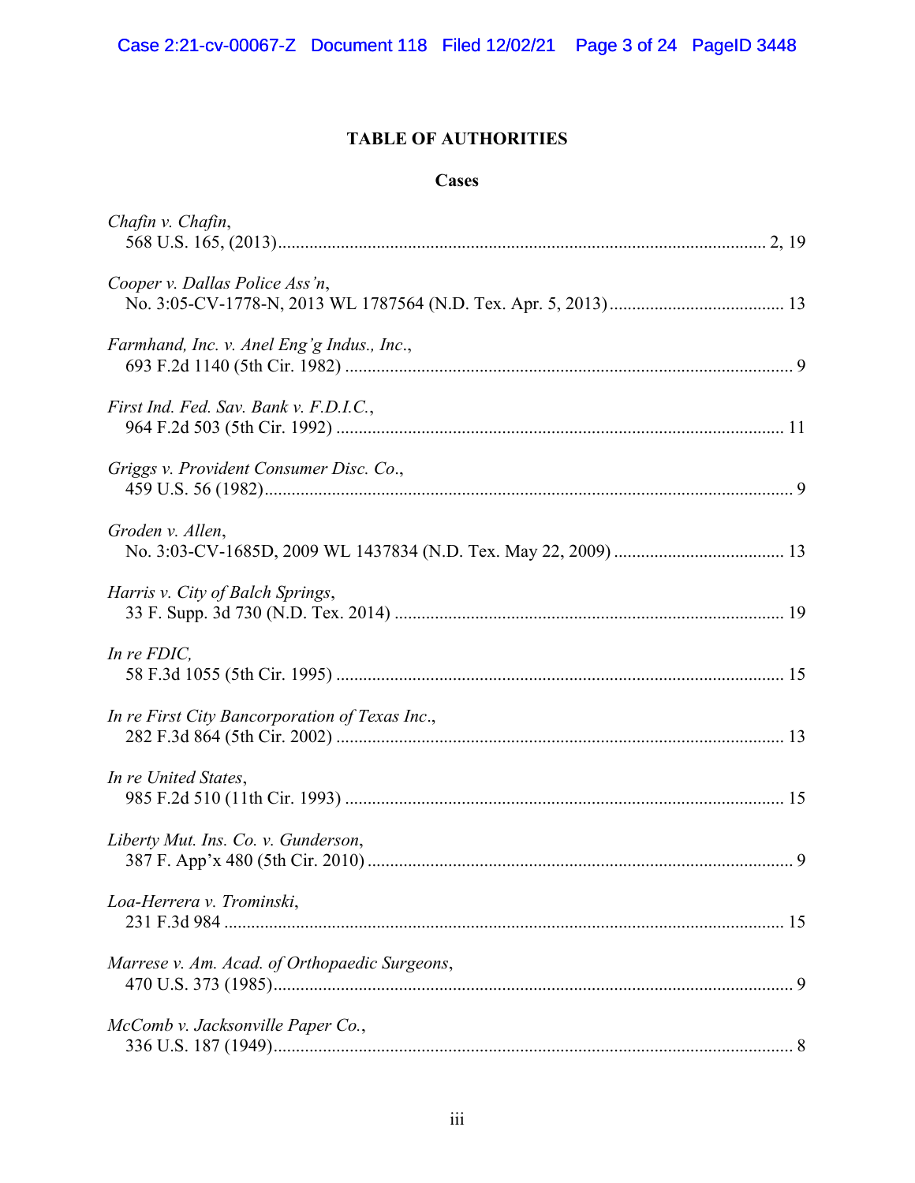# TABLE OF AUTHORITIES

## Cases

*Chafin v. Chafin*,
568 U.S. 165, (2013) .......... 2, 19

*Cooper v. Dallas Police Ass'n*,
No. 3:05-CV-1778-N, 2013 WL 1787564 (N.D. Tex. Apr. 5, 2013) .......... 13

*Farmhand, Inc. v. Anel Eng'g Indus., Inc.*,
693 F.2d 1140 (5th Cir. 1982) .......... 9

*First Ind. Fed. Sav. Bank v. F.D.I.C.*,
964 F.2d 503 (5th Cir. 1992) .......... 11

*Griggs v. Provident Consumer Disc. Co.*,
459 U.S. 56 (1982) .......... 9

*Groden v. Allen*,
No. 3:03-CV-1685D, 2009 WL 1437834 (N.D. Tex. May 22, 2009) .......... 13

*Harris v. City of Balch Springs*,
33 F. Supp. 3d 730 (N.D. Tex. 2014) .......... 19

*In re FDIC,*
58 F.3d 1055 (5th Cir. 1995) .......... 15

*In re First City Bancorporation of Texas Inc.*,
282 F.3d 864 (5th Cir. 2002) .......... 13

*In re United States*,
985 F.2d 510 (11th Cir. 1993) .......... 15

*Liberty Mut. Ins. Co. v. Gunderson*,
387 F. App'x 480 (5th Cir. 2010) .......... 9

*Loa-Herrera v. Trominski*,
231 F.3d 984 .......... 15

*Marrese v. Am. Acad. of Orthopaedic Surgeons*,
470 U.S. 373 (1985) .......... 9

*McComb v. Jacksonville Paper Co.*,
336 U.S. 187 (1949) .......... 8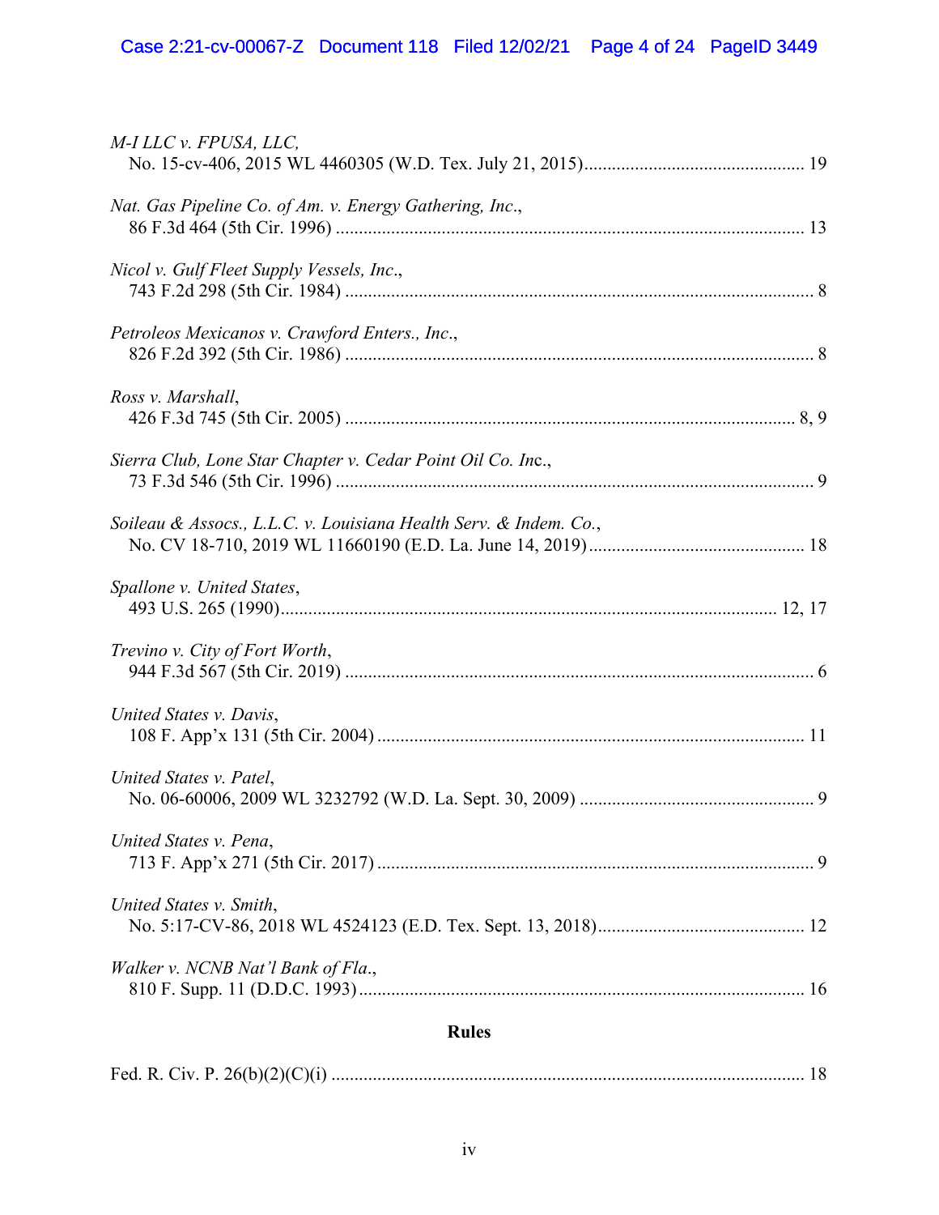*M-I LLC v. FPUSA, LLC*,
No. 15-cv-406, 2015 WL 4460305 (W.D. Tex. July 21, 2015)................................................ 19

*Nat. Gas Pipeline Co. of Am. v. Energy Gathering, Inc*.,
86 F.3d 464 (5th Cir. 1996) ...................................................................................................... 13

*Nicol v. Gulf Fleet Supply Vessels, Inc*.,
743 F.2d 298 (5th Cir. 1984) ...................................................................................................... 8

*Petroleos Mexicanos v. Crawford Enters., Inc*.,
826 F.2d 392 (5th Cir. 1986) ...................................................................................................... 8

*Ross v. Marshall*,
426 F.3d 745 (5th Cir. 2005) ................................................................................................. 8, 9

*Sierra Club, Lone Star Chapter v. Cedar Point Oil Co. In*c.,
73 F.3d 546 (5th Cir. 1996) ........................................................................................................ 9

*Soileau & Assocs., L.L.C. v. Louisiana Health Serv. & Indem. Co.*,
No. CV 18-710, 2019 WL 11660190 (E.D. La. June 14, 2019)............................................... 18

*Spallone v. United States*,
493 U.S. 265 (1990)........................................................................................................... 12, 17

*Trevino v. City of Fort Worth*,
944 F.3d 567 (5th Cir. 2019) ...................................................................................................... 6

*United States v. Davis*,
108 F. App'x 131 (5th Cir. 2004) ............................................................................................ 11

*United States v. Patel*,
No. 06-60006, 2009 WL 3232792 (W.D. La. Sept. 30, 2009) ................................................... 9

*United States v. Pena*,
713 F. App'x 271 (5th Cir. 2017) .............................................................................................. 9

*United States v. Smith*,
No. 5:17-CV-86, 2018 WL 4524123 (E.D. Tex. Sept. 13, 2018)............................................. 12

*Walker v. NCNB Nat'l Bank of Fla*.,
810 F. Supp. 11 (D.D.C. 1993)................................................................................................. 16

**Rules**

Fed. R. Civ. P. 26(b)(2)(C)(i) ...................................................................................................... 18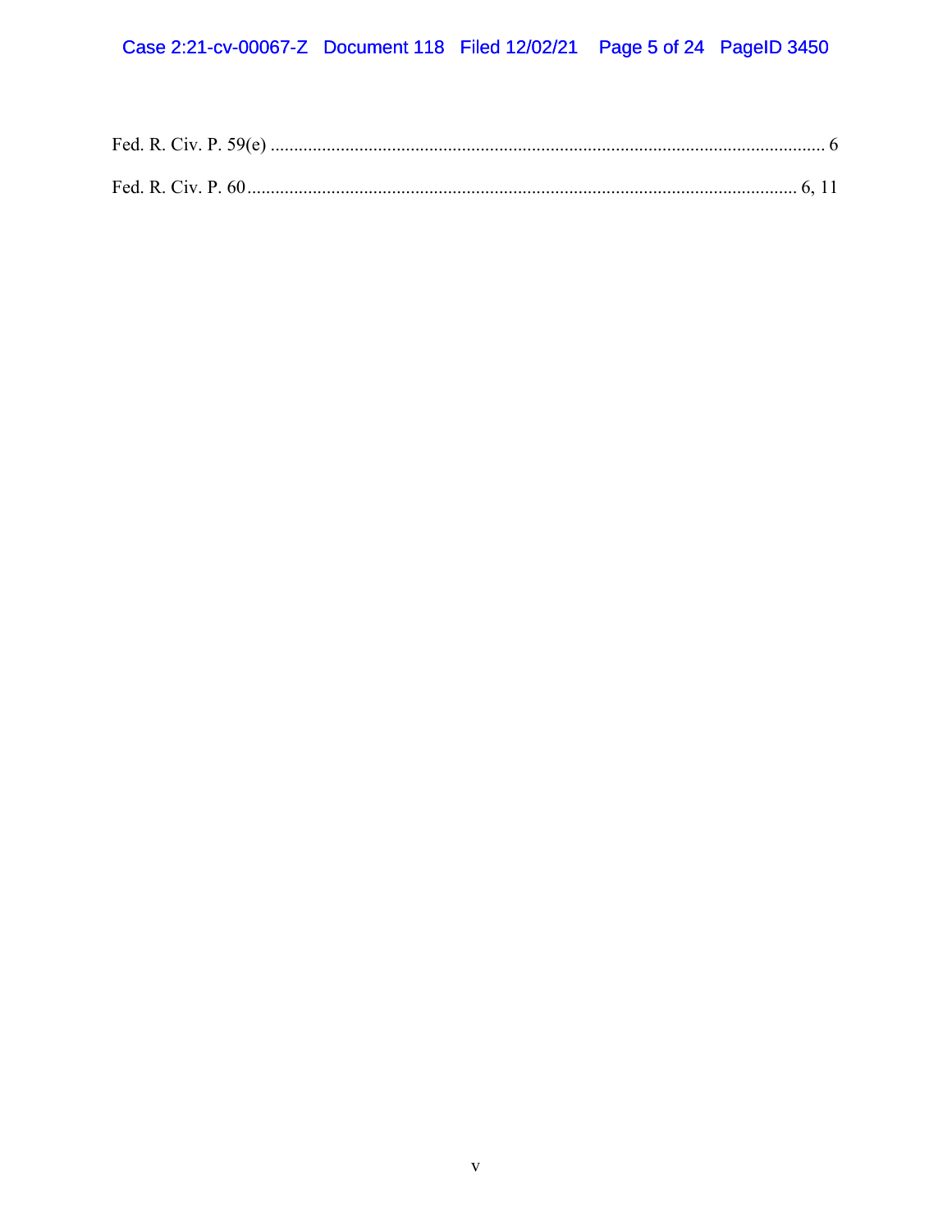Fed. R. Civ. P. 59(e) ........................................................................................................................ 6

Fed. R. Civ. P. 60..................................................................................................................... 6, 11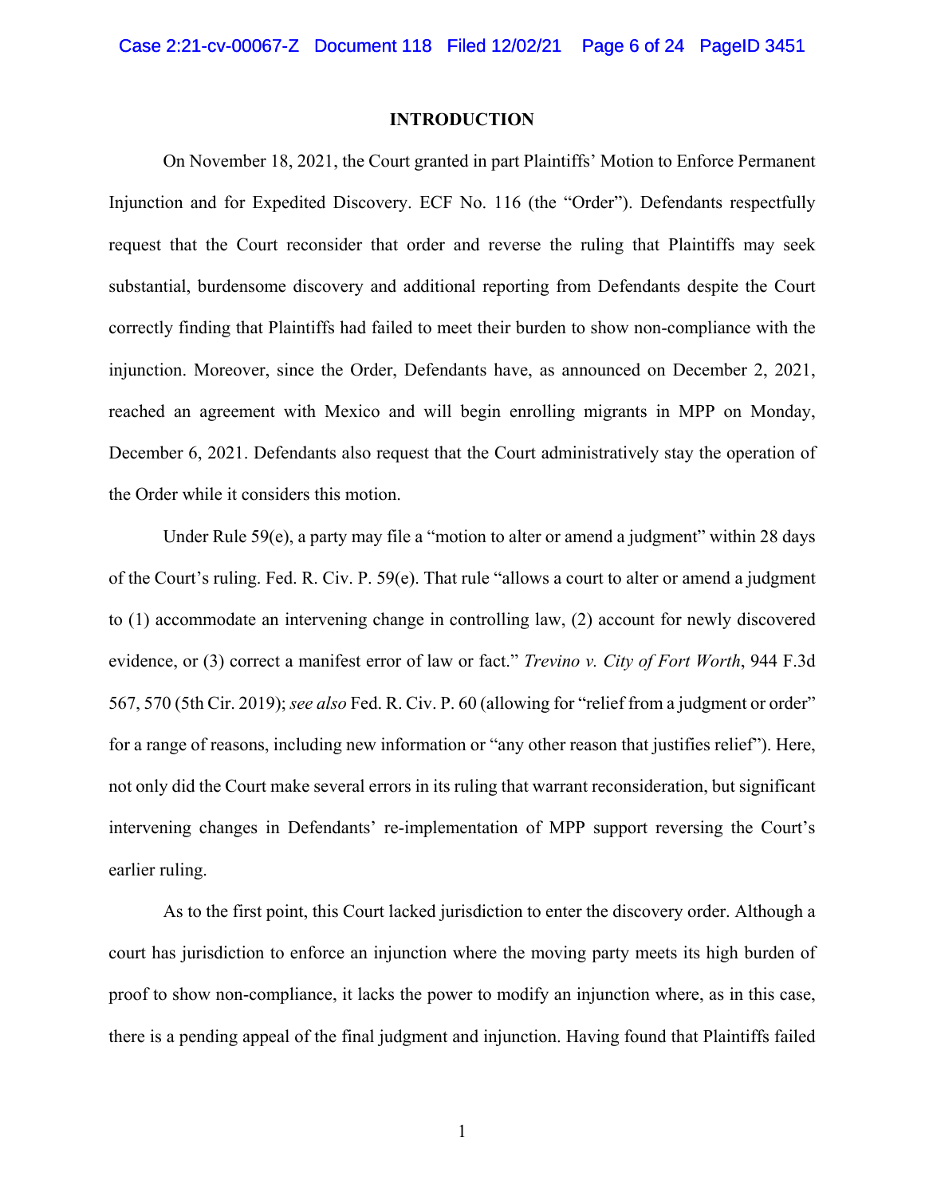## INTRODUCTION

On November 18, 2021, the Court granted in part Plaintiffs' Motion to Enforce Permanent Injunction and for Expedited Discovery. ECF No. 116 (the "Order"). Defendants respectfully request that the Court reconsider that order and reverse the ruling that Plaintiffs may seek substantial, burdensome discovery and additional reporting from Defendants despite the Court correctly finding that Plaintiffs had failed to meet their burden to show non-compliance with the injunction. Moreover, since the Order, Defendants have, as announced on December 2, 2021, reached an agreement with Mexico and will begin enrolling migrants in MPP on Monday, December 6, 2021. Defendants also request that the Court administratively stay the operation of the Order while it considers this motion.

Under Rule 59(e), a party may file a "motion to alter or amend a judgment" within 28 days of the Court's ruling. Fed. R. Civ. P. 59(e). That rule "allows a court to alter or amend a judgment to (1) accommodate an intervening change in controlling law, (2) account for newly discovered evidence, or (3) correct a manifest error of law or fact." *Trevino v. City of Fort Worth*, 944 F.3d 567, 570 (5th Cir. 2019); *see also* Fed. R. Civ. P. 60 (allowing for "relief from a judgment or order" for a range of reasons, including new information or "any other reason that justifies relief"). Here, not only did the Court make several errors in its ruling that warrant reconsideration, but significant intervening changes in Defendants' re-implementation of MPP support reversing the Court's earlier ruling.

As to the first point, this Court lacked jurisdiction to enter the discovery order. Although a court has jurisdiction to enforce an injunction where the moving party meets its high burden of proof to show non-compliance, it lacks the power to modify an injunction where, as in this case, there is a pending appeal of the final judgment and injunction. Having found that Plaintiffs failed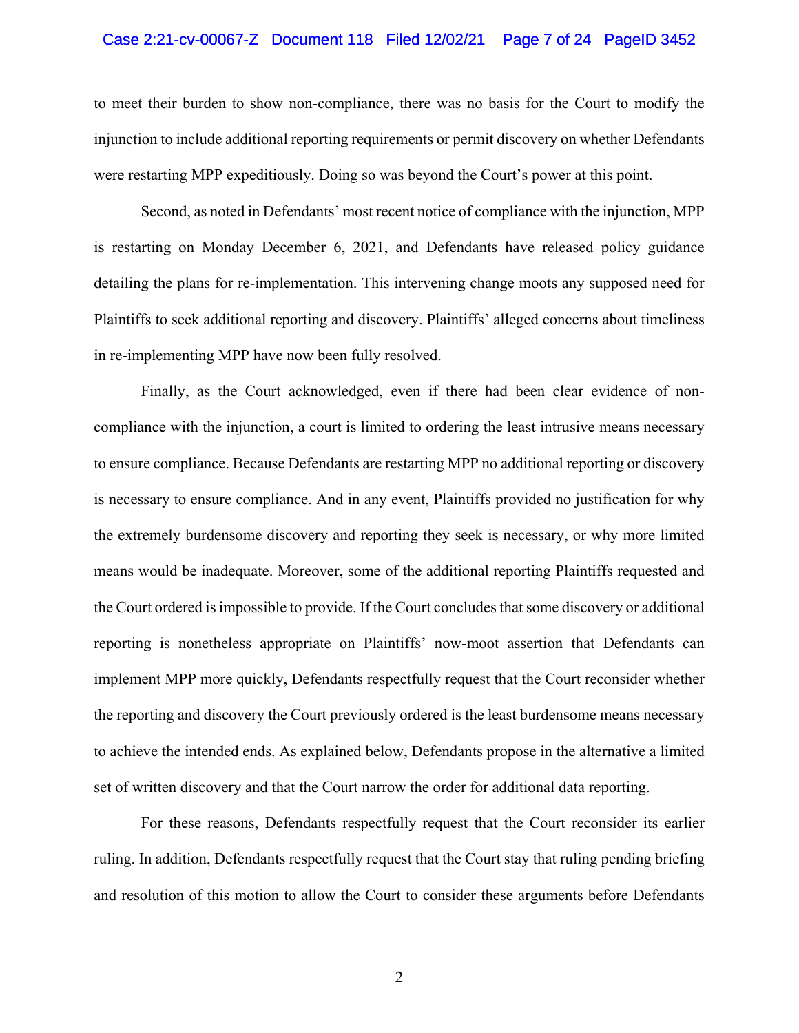to meet their burden to show non-compliance, there was no basis for the Court to modify the injunction to include additional reporting requirements or permit discovery on whether Defendants were restarting MPP expeditiously. Doing so was beyond the Court's power at this point.

Second, as noted in Defendants' most recent notice of compliance with the injunction, MPP is restarting on Monday December 6, 2021, and Defendants have released policy guidance detailing the plans for re-implementation. This intervening change moots any supposed need for Plaintiffs to seek additional reporting and discovery. Plaintiffs' alleged concerns about timeliness in re-implementing MPP have now been fully resolved.

Finally, as the Court acknowledged, even if there had been clear evidence of non-compliance with the injunction, a court is limited to ordering the least intrusive means necessary to ensure compliance. Because Defendants are restarting MPP no additional reporting or discovery is necessary to ensure compliance. And in any event, Plaintiffs provided no justification for why the extremely burdensome discovery and reporting they seek is necessary, or why more limited means would be inadequate. Moreover, some of the additional reporting Plaintiffs requested and the Court ordered is impossible to provide. If the Court concludes that some discovery or additional reporting is nonetheless appropriate on Plaintiffs' now-moot assertion that Defendants can implement MPP more quickly, Defendants respectfully request that the Court reconsider whether the reporting and discovery the Court previously ordered is the least burdensome means necessary to achieve the intended ends. As explained below, Defendants propose in the alternative a limited set of written discovery and that the Court narrow the order for additional data reporting.

For these reasons, Defendants respectfully request that the Court reconsider its earlier ruling. In addition, Defendants respectfully request that the Court stay that ruling pending briefing and resolution of this motion to allow the Court to consider these arguments before Defendants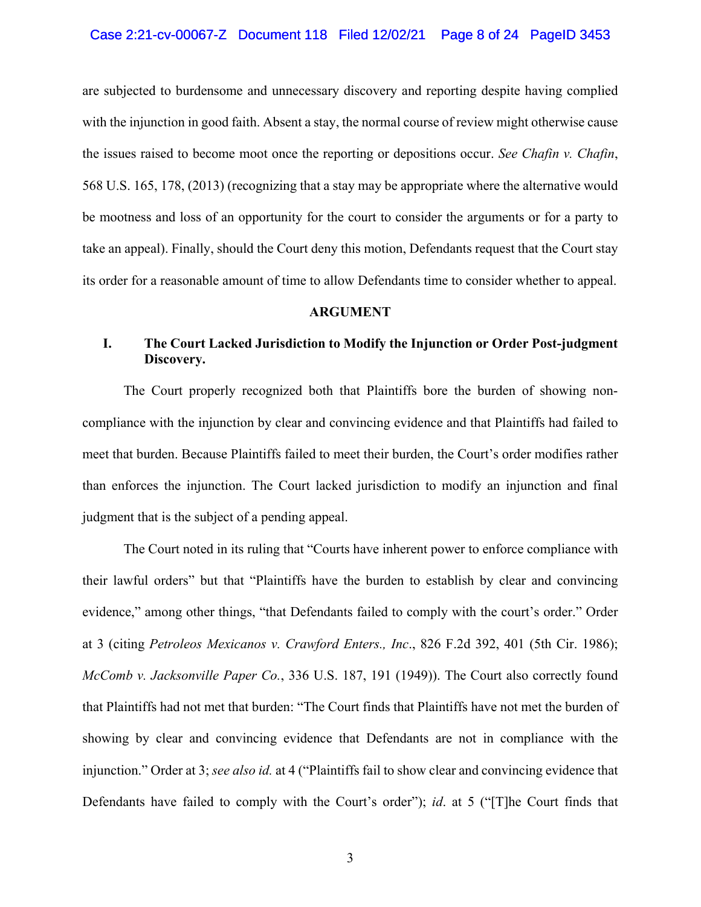are subjected to burdensome and unnecessary discovery and reporting despite having complied with the injunction in good faith. Absent a stay, the normal course of review might otherwise cause the issues raised to become moot once the reporting or depositions occur. *See Chafin v. Chafin*, 568 U.S. 165, 178, (2013) (recognizing that a stay may be appropriate where the alternative would be mootness and loss of an opportunity for the court to consider the arguments or for a party to take an appeal). Finally, should the Court deny this motion, Defendants request that the Court stay its order for a reasonable amount of time to allow Defendants time to consider whether to appeal.

## ARGUMENT

### I. The Court Lacked Jurisdiction to Modify the Injunction or Order Post-judgment Discovery.

The Court properly recognized both that Plaintiffs bore the burden of showing non-compliance with the injunction by clear and convincing evidence and that Plaintiffs had failed to meet that burden. Because Plaintiffs failed to meet their burden, the Court's order modifies rather than enforces the injunction. The Court lacked jurisdiction to modify an injunction and final judgment that is the subject of a pending appeal.

The Court noted in its ruling that "Courts have inherent power to enforce compliance with their lawful orders" but that "Plaintiffs have the burden to establish by clear and convincing evidence," among other things, "that Defendants failed to comply with the court's order." Order at 3 (citing *Petroleos Mexicanos v. Crawford Enters., Inc*., 826 F.2d 392, 401 (5th Cir. 1986); *McComb v. Jacksonville Paper Co.*, 336 U.S. 187, 191 (1949)). The Court also correctly found that Plaintiffs had not met that burden: "The Court finds that Plaintiffs have not met the burden of showing by clear and convincing evidence that Defendants are not in compliance with the injunction." Order at 3; *see also id.* at 4 ("Plaintiffs fail to show clear and convincing evidence that Defendants have failed to comply with the Court's order"); *id*. at 5 ("[T]he Court finds that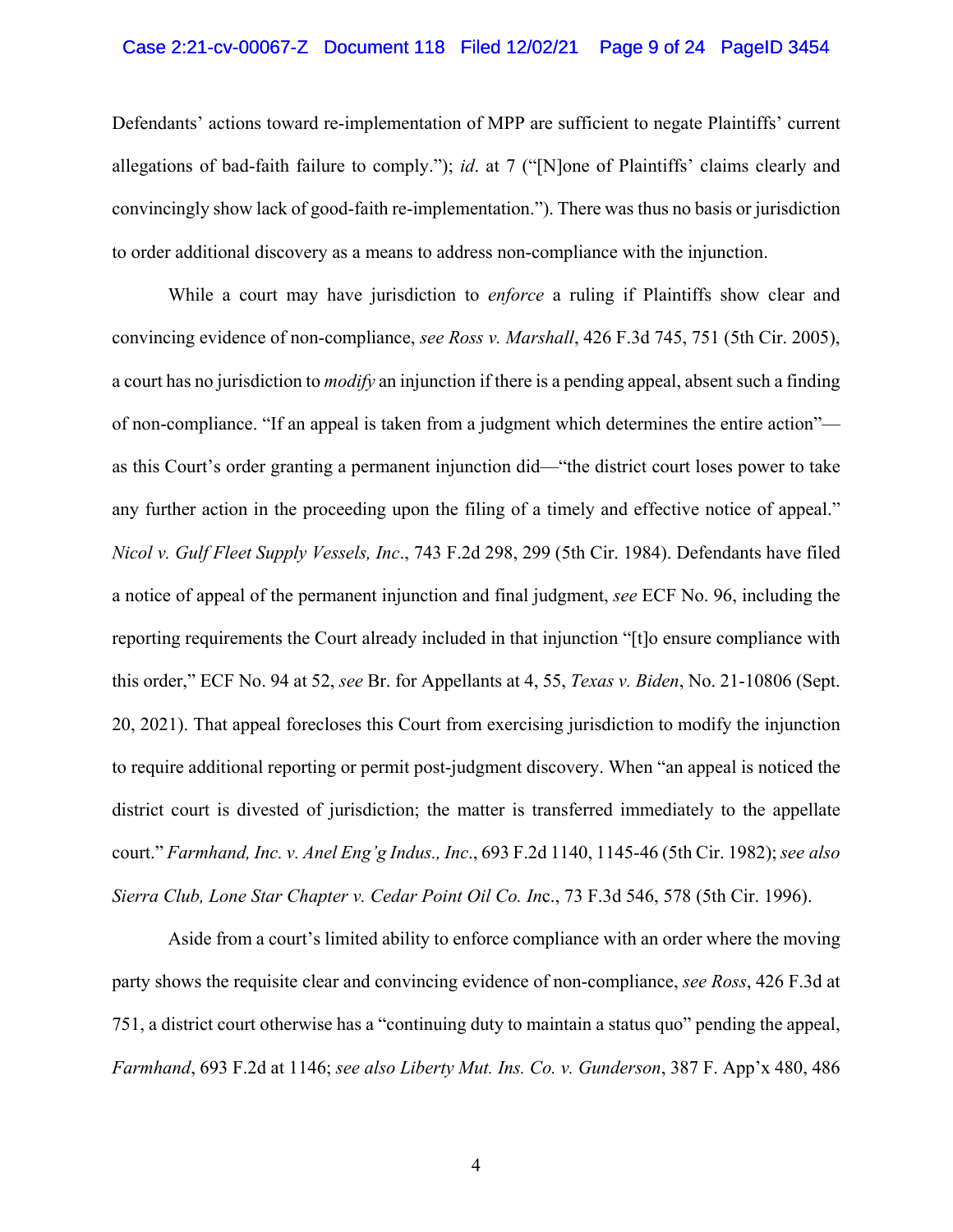Defendants' actions toward re-implementation of MPP are sufficient to negate Plaintiffs' current allegations of bad-faith failure to comply."); *id*. at 7 ("[N]one of Plaintiffs' claims clearly and convincingly show lack of good-faith re-implementation."). There was thus no basis or jurisdiction to order additional discovery as a means to address non-compliance with the injunction.

While a court may have jurisdiction to *enforce* a ruling if Plaintiffs show clear and convincing evidence of non-compliance, *see Ross v. Marshall*, 426 F.3d 745, 751 (5th Cir. 2005), a court has no jurisdiction to *modify* an injunction if there is a pending appeal, absent such a finding of non-compliance. "If an appeal is taken from a judgment which determines the entire action"—as this Court's order granting a permanent injunction did—"the district court loses power to take any further action in the proceeding upon the filing of a timely and effective notice of appeal." *Nicol v. Gulf Fleet Supply Vessels, Inc*., 743 F.2d 298, 299 (5th Cir. 1984). Defendants have filed a notice of appeal of the permanent injunction and final judgment, *see* ECF No. 96, including the reporting requirements the Court already included in that injunction "[t]o ensure compliance with this order," ECF No. 94 at 52, *see* Br. for Appellants at 4, 55, *Texas v. Biden*, No. 21-10806 (Sept. 20, 2021). That appeal forecloses this Court from exercising jurisdiction to modify the injunction to require additional reporting or permit post-judgment discovery. When "an appeal is noticed the district court is divested of jurisdiction; the matter is transferred immediately to the appellate court." *Farmhand, Inc. v. Anel Eng'g Indus., Inc*., 693 F.2d 1140, 1145-46 (5th Cir. 1982); *see also Sierra Club, Lone Star Chapter v. Cedar Point Oil Co. In*c., 73 F.3d 546, 578 (5th Cir. 1996).

Aside from a court's limited ability to enforce compliance with an order where the moving party shows the requisite clear and convincing evidence of non-compliance, *see Ross*, 426 F.3d at 751, a district court otherwise has a "continuing duty to maintain a status quo" pending the appeal, *Farmhand*, 693 F.2d at 1146; *see also Liberty Mut. Ins. Co. v. Gunderson*, 387 F. App'x 480, 486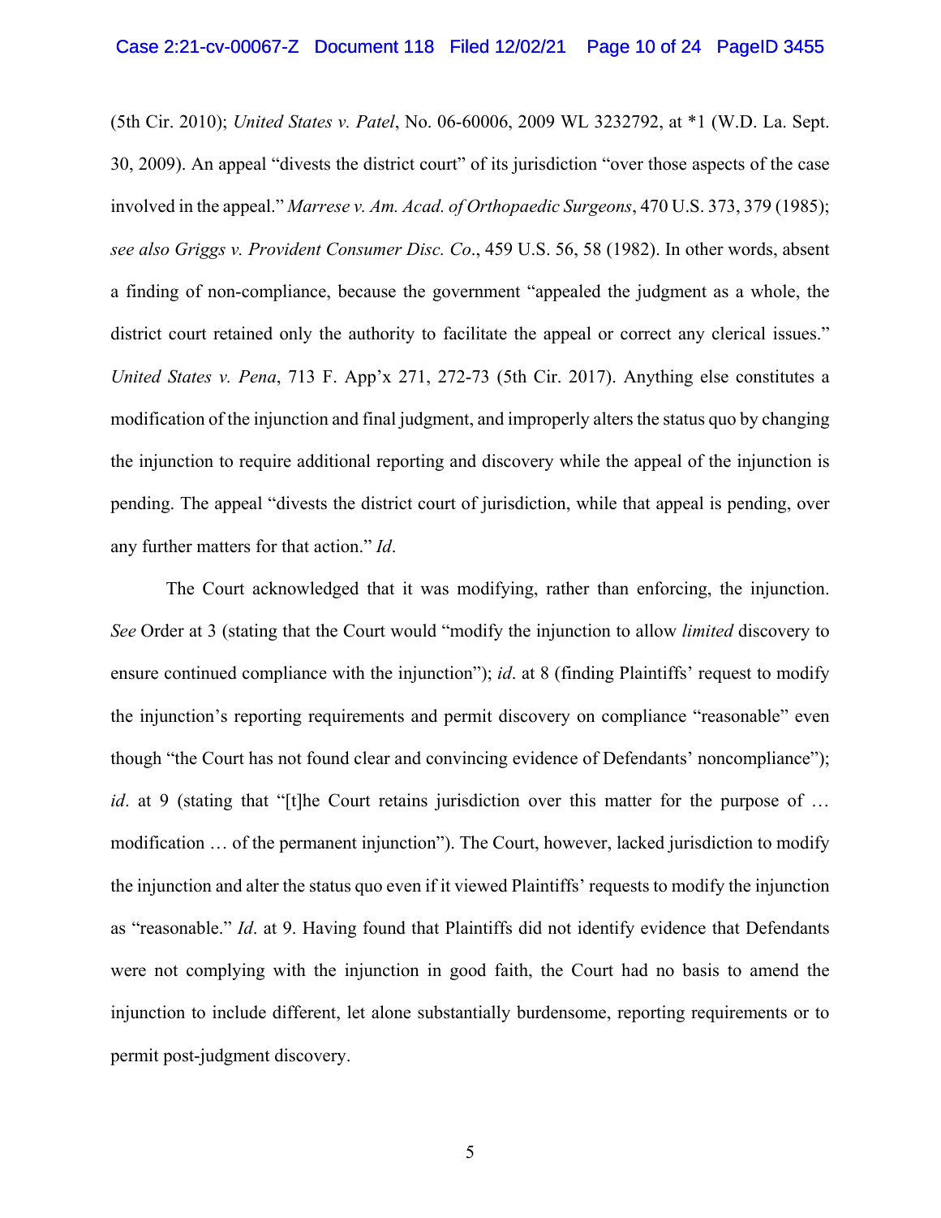(5th Cir. 2010); *United States v. Patel*, No. 06-60006, 2009 WL 3232792, at *1 (W.D. La. Sept. 30, 2009). An appeal "divests the district court" of its jurisdiction "over those aspects of the case involved in the appeal." *Marrese v. Am. Acad. of Orthopaedic Surgeons*, 470 U.S. 373, 379 (1985); *see also Griggs v. Provident Consumer Disc. Co*., 459 U.S. 56, 58 (1982). In other words, absent a finding of non-compliance, because the government "appealed the judgment as a whole, the district court retained only the authority to facilitate the appeal or correct any clerical issues." *United States v. Pena*, 713 F. App'x 271, 272-73 (5th Cir. 2017). Anything else constitutes a modification of the injunction and final judgment, and improperly alters the status quo by changing the injunction to require additional reporting and discovery while the appeal of the injunction is pending. The appeal "divests the district court of jurisdiction, while that appeal is pending, over any further matters for that action." *Id*.

The Court acknowledged that it was modifying, rather than enforcing, the injunction. *See* Order at 3 (stating that the Court would "modify the injunction to allow *limited* discovery to ensure continued compliance with the injunction"); *id*. at 8 (finding Plaintiffs' request to modify the injunction's reporting requirements and permit discovery on compliance "reasonable" even though "the Court has not found clear and convincing evidence of Defendants' noncompliance"); *id*. at 9 (stating that "[t]he Court retains jurisdiction over this matter for the purpose of … modification … of the permanent injunction"). The Court, however, lacked jurisdiction to modify the injunction and alter the status quo even if it viewed Plaintiffs' requests to modify the injunction as "reasonable." *Id*. at 9. Having found that Plaintiffs did not identify evidence that Defendants were not complying with the injunction in good faith, the Court had no basis to amend the injunction to include different, let alone substantially burdensome, reporting requirements or to permit post-judgment discovery.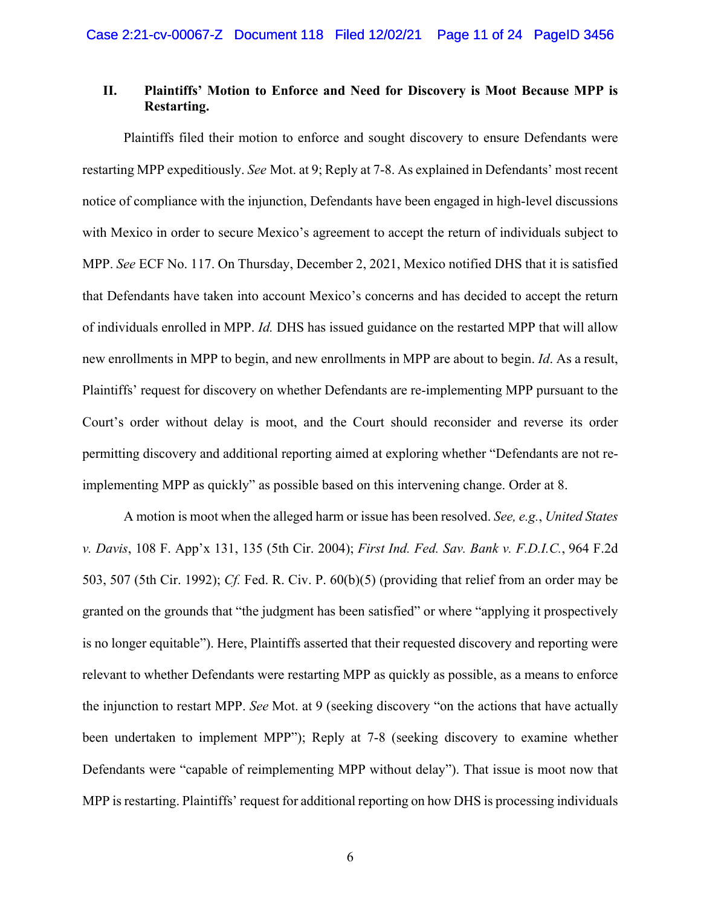## II. Plaintiffs' Motion to Enforce and Need for Discovery is Moot Because MPP is Restarting.

Plaintiffs filed their motion to enforce and sought discovery to ensure Defendants were restarting MPP expeditiously. *See* Mot. at 9; Reply at 7-8. As explained in Defendants' most recent notice of compliance with the injunction, Defendants have been engaged in high-level discussions with Mexico in order to secure Mexico's agreement to accept the return of individuals subject to MPP. *See* ECF No. 117. On Thursday, December 2, 2021, Mexico notified DHS that it is satisfied that Defendants have taken into account Mexico's concerns and has decided to accept the return of individuals enrolled in MPP. *Id.* DHS has issued guidance on the restarted MPP that will allow new enrollments in MPP to begin, and new enrollments in MPP are about to begin. *Id*. As a result, Plaintiffs' request for discovery on whether Defendants are re-implementing MPP pursuant to the Court's order without delay is moot, and the Court should reconsider and reverse its order permitting discovery and additional reporting aimed at exploring whether "Defendants are not re-implementing MPP as quickly" as possible based on this intervening change. Order at 8.

A motion is moot when the alleged harm or issue has been resolved. *See, e.g.*, *United States v. Davis*, 108 F. App'x 131, 135 (5th Cir. 2004); *First Ind. Fed. Sav. Bank v. F.D.I.C.*, 964 F.2d 503, 507 (5th Cir. 1992); *Cf.* Fed. R. Civ. P. 60(b)(5) (providing that relief from an order may be granted on the grounds that "the judgment has been satisfied" or where "applying it prospectively is no longer equitable"). Here, Plaintiffs asserted that their requested discovery and reporting were relevant to whether Defendants were restarting MPP as quickly as possible, as a means to enforce the injunction to restart MPP. *See* Mot. at 9 (seeking discovery "on the actions that have actually been undertaken to implement MPP"); Reply at 7-8 (seeking discovery to examine whether Defendants were "capable of reimplementing MPP without delay"). That issue is moot now that MPP is restarting. Plaintiffs' request for additional reporting on how DHS is processing individuals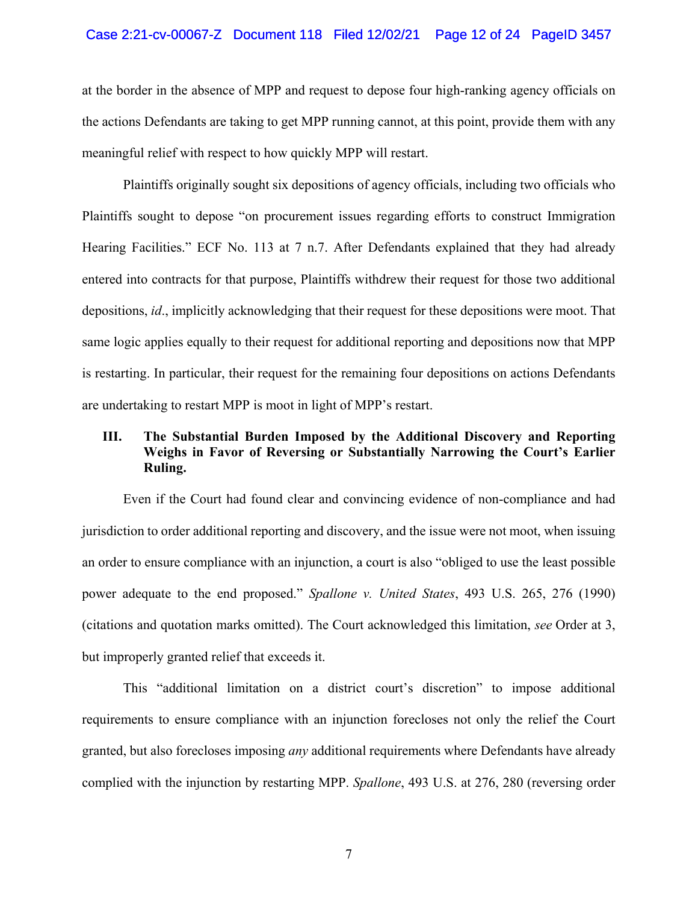at the border in the absence of MPP and request to depose four high-ranking agency officials on the actions Defendants are taking to get MPP running cannot, at this point, provide them with any meaningful relief with respect to how quickly MPP will restart.

Plaintiffs originally sought six depositions of agency officials, including two officials who Plaintiffs sought to depose "on procurement issues regarding efforts to construct Immigration Hearing Facilities." ECF No. 113 at 7 n.7. After Defendants explained that they had already entered into contracts for that purpose, Plaintiffs withdrew their request for those two additional depositions, *id*., implicitly acknowledging that their request for these depositions were moot. That same logic applies equally to their request for additional reporting and depositions now that MPP is restarting. In particular, their request for the remaining four depositions on actions Defendants are undertaking to restart MPP is moot in light of MPP's restart.

### III. The Substantial Burden Imposed by the Additional Discovery and Reporting Weighs in Favor of Reversing or Substantially Narrowing the Court's Earlier Ruling.

Even if the Court had found clear and convincing evidence of non-compliance and had jurisdiction to order additional reporting and discovery, and the issue were not moot, when issuing an order to ensure compliance with an injunction, a court is also "obliged to use the least possible power adequate to the end proposed." *Spallone v. United States*, 493 U.S. 265, 276 (1990) (citations and quotation marks omitted). The Court acknowledged this limitation, *see* Order at 3, but improperly granted relief that exceeds it.

This "additional limitation on a district court's discretion" to impose additional requirements to ensure compliance with an injunction forecloses not only the relief the Court granted, but also forecloses imposing *any* additional requirements where Defendants have already complied with the injunction by restarting MPP. *Spallone*, 493 U.S. at 276, 280 (reversing order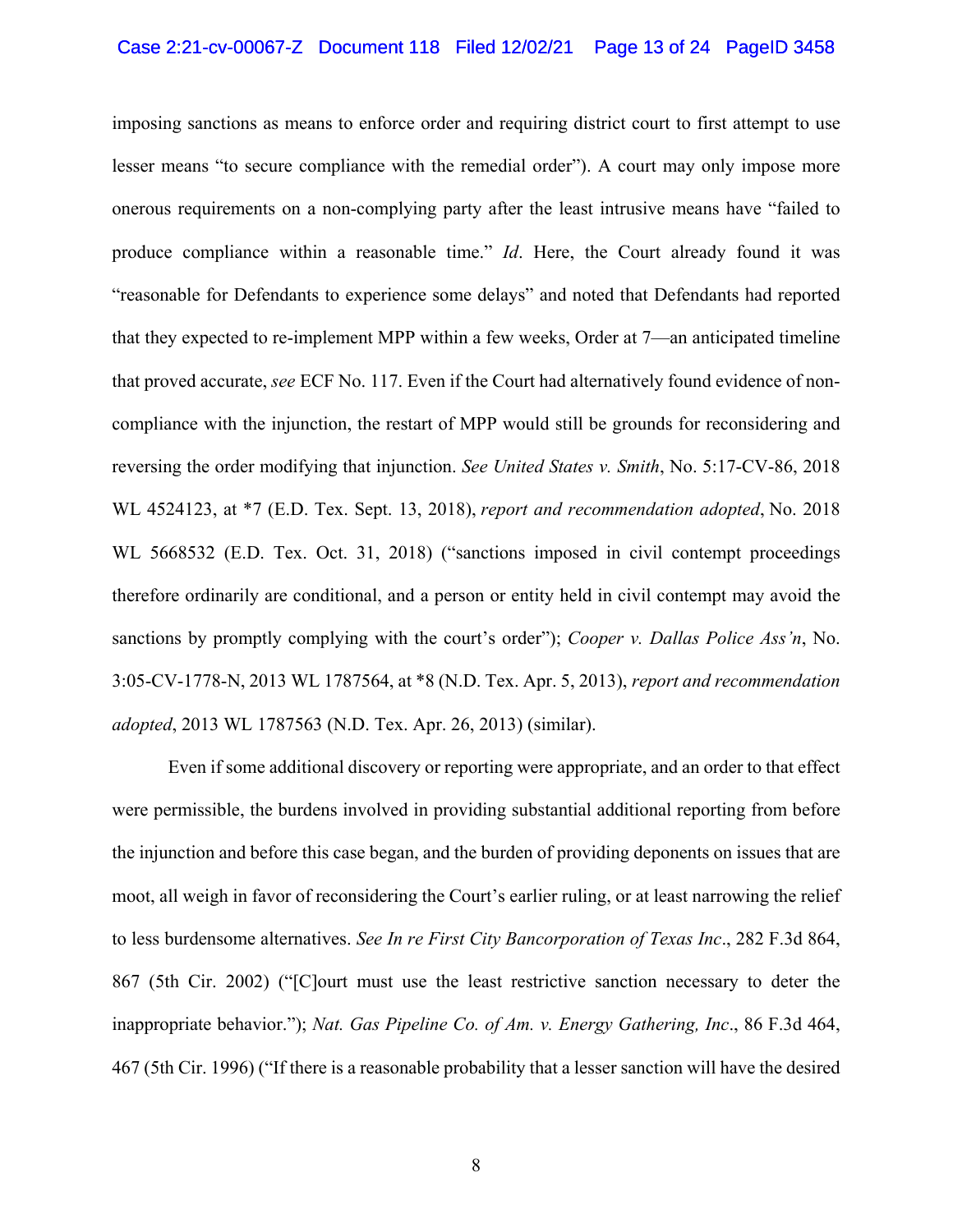imposing sanctions as means to enforce order and requiring district court to first attempt to use lesser means "to secure compliance with the remedial order"). A court may only impose more onerous requirements on a non-complying party after the least intrusive means have "failed to produce compliance within a reasonable time." *Id*. Here, the Court already found it was "reasonable for Defendants to experience some delays" and noted that Defendants had reported that they expected to re-implement MPP within a few weeks, Order at 7—an anticipated timeline that proved accurate, *see* ECF No. 117. Even if the Court had alternatively found evidence of non-compliance with the injunction, the restart of MPP would still be grounds for reconsidering and reversing the order modifying that injunction. *See United States v. Smith*, No. 5:17-CV-86, 2018 WL 4524123, at *7 (E.D. Tex. Sept. 13, 2018), *report and recommendation adopted*, No. 2018 WL 5668532 (E.D. Tex. Oct. 31, 2018) ("sanctions imposed in civil contempt proceedings therefore ordinarily are conditional, and a person or entity held in civil contempt may avoid the sanctions by promptly complying with the court's order"); *Cooper v. Dallas Police Ass'n*, No. 3:05-CV-1778-N, 2013 WL 1787564, at *8 (N.D. Tex. Apr. 5, 2013), *report and recommendation adopted*, 2013 WL 1787563 (N.D. Tex. Apr. 26, 2013) (similar).

Even if some additional discovery or reporting were appropriate, and an order to that effect were permissible, the burdens involved in providing substantial additional reporting from before the injunction and before this case began, and the burden of providing deponents on issues that are moot, all weigh in favor of reconsidering the Court's earlier ruling, or at least narrowing the relief to less burdensome alternatives. *See In re First City Bancorporation of Texas Inc*., 282 F.3d 864, 867 (5th Cir. 2002) ("[C]ourt must use the least restrictive sanction necessary to deter the inappropriate behavior."); *Nat. Gas Pipeline Co. of Am. v. Energy Gathering, Inc*., 86 F.3d 464, 467 (5th Cir. 1996) ("If there is a reasonable probability that a lesser sanction will have the desired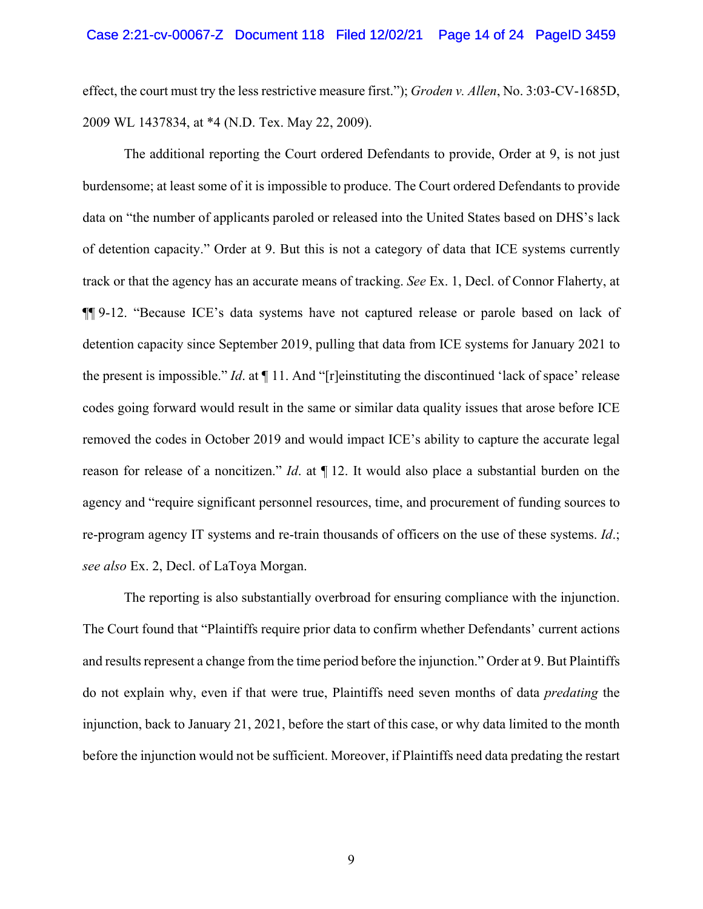effect, the court must try the less restrictive measure first."); *Groden v. Allen*, No. 3:03-CV-1685D, 2009 WL 1437834, at *4 (N.D. Tex. May 22, 2009).

The additional reporting the Court ordered Defendants to provide, Order at 9, is not just burdensome; at least some of it is impossible to produce. The Court ordered Defendants to provide data on "the number of applicants paroled or released into the United States based on DHS's lack of detention capacity." Order at 9. But this is not a category of data that ICE systems currently track or that the agency has an accurate means of tracking. *See* Ex. 1, Decl. of Connor Flaherty, at ¶¶ 9-12. "Because ICE's data systems have not captured release or parole based on lack of detention capacity since September 2019, pulling that data from ICE systems for January 2021 to the present is impossible." *Id*. at ¶ 11. And "[r]einstituting the discontinued 'lack of space' release codes going forward would result in the same or similar data quality issues that arose before ICE removed the codes in October 2019 and would impact ICE's ability to capture the accurate legal reason for release of a noncitizen." *Id*. at ¶ 12. It would also place a substantial burden on the agency and "require significant personnel resources, time, and procurement of funding sources to re-program agency IT systems and re-train thousands of officers on the use of these systems. *Id*.; *see also* Ex. 2, Decl. of LaToya Morgan.

The reporting is also substantially overbroad for ensuring compliance with the injunction. The Court found that "Plaintiffs require prior data to confirm whether Defendants' current actions and results represent a change from the time period before the injunction." Order at 9. But Plaintiffs do not explain why, even if that were true, Plaintiffs need seven months of data *predating* the injunction, back to January 21, 2021, before the start of this case, or why data limited to the month before the injunction would not be sufficient. Moreover, if Plaintiffs need data predating the restart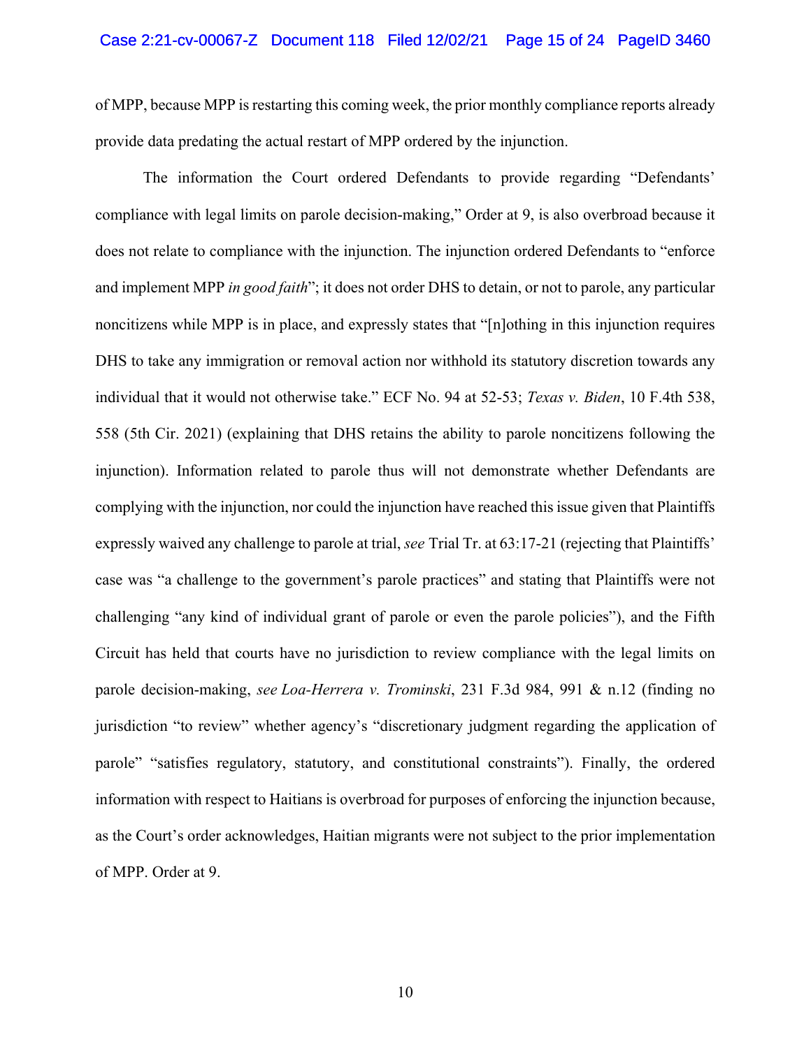of MPP, because MPP is restarting this coming week, the prior monthly compliance reports already provide data predating the actual restart of MPP ordered by the injunction.

The information the Court ordered Defendants to provide regarding "Defendants' compliance with legal limits on parole decision-making," Order at 9, is also overbroad because it does not relate to compliance with the injunction. The injunction ordered Defendants to "enforce and implement MPP *in good faith*"; it does not order DHS to detain, or not to parole, any particular noncitizens while MPP is in place, and expressly states that "[n]othing in this injunction requires DHS to take any immigration or removal action nor withhold its statutory discretion towards any individual that it would not otherwise take." ECF No. 94 at 52-53; *Texas v. Biden*, 10 F.4th 538, 558 (5th Cir. 2021) (explaining that DHS retains the ability to parole noncitizens following the injunction). Information related to parole thus will not demonstrate whether Defendants are complying with the injunction, nor could the injunction have reached this issue given that Plaintiffs expressly waived any challenge to parole at trial, *see* Trial Tr. at 63:17-21 (rejecting that Plaintiffs' case was "a challenge to the government's parole practices" and stating that Plaintiffs were not challenging "any kind of individual grant of parole or even the parole policies"), and the Fifth Circuit has held that courts have no jurisdiction to review compliance with the legal limits on parole decision-making, *see Loa-Herrera v. Trominski*, 231 F.3d 984, 991 & n.12 (finding no jurisdiction "to review" whether agency's "discretionary judgment regarding the application of parole" "satisfies regulatory, statutory, and constitutional constraints"). Finally, the ordered information with respect to Haitians is overbroad for purposes of enforcing the injunction because, as the Court's order acknowledges, Haitian migrants were not subject to the prior implementation of MPP. Order at 9.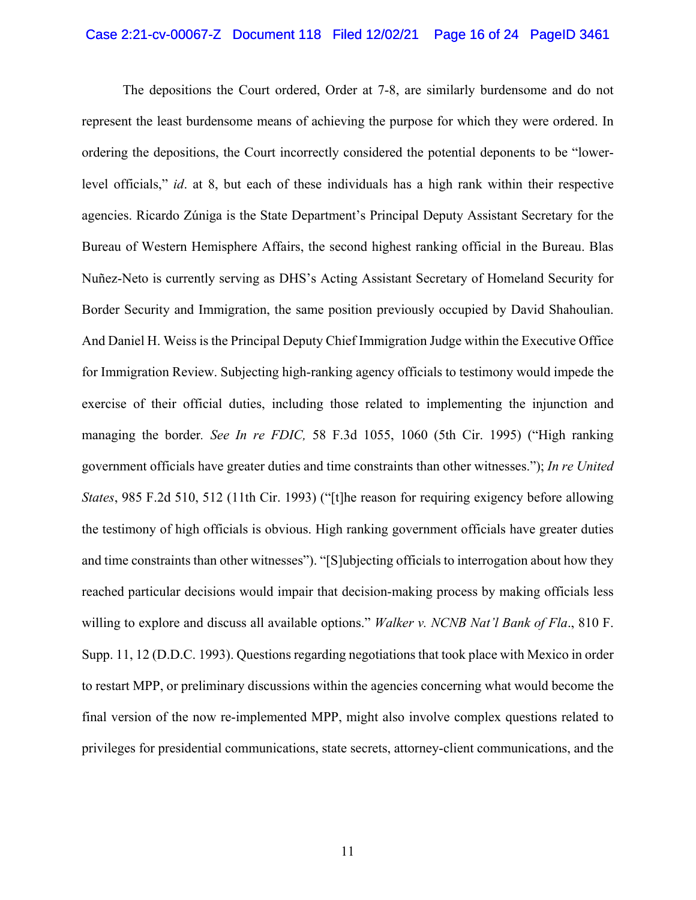The depositions the Court ordered, Order at 7-8, are similarly burdensome and do not represent the least burdensome means of achieving the purpose for which they were ordered. In ordering the depositions, the Court incorrectly considered the potential deponents to be "lower-level officials," *id*. at 8, but each of these individuals has a high rank within their respective agencies. Ricardo Zúniga is the State Department's Principal Deputy Assistant Secretary for the Bureau of Western Hemisphere Affairs, the second highest ranking official in the Bureau. Blas Nuñez-Neto is currently serving as DHS's Acting Assistant Secretary of Homeland Security for Border Security and Immigration, the same position previously occupied by David Shahoulian. And Daniel H. Weiss is the Principal Deputy Chief Immigration Judge within the Executive Office for Immigration Review. Subjecting high-ranking agency officials to testimony would impede the exercise of their official duties, including those related to implementing the injunction and managing the border. *See In re FDIC,* 58 F.3d 1055, 1060 (5th Cir. 1995) ("High ranking government officials have greater duties and time constraints than other witnesses."); *In re United States*, 985 F.2d 510, 512 (11th Cir. 1993) ("[t]he reason for requiring exigency before allowing the testimony of high officials is obvious. High ranking government officials have greater duties and time constraints than other witnesses"). "[S]ubjecting officials to interrogation about how they reached particular decisions would impair that decision-making process by making officials less willing to explore and discuss all available options." *Walker v. NCNB Nat'l Bank of Fla*., 810 F. Supp. 11, 12 (D.D.C. 1993). Questions regarding negotiations that took place with Mexico in order to restart MPP, or preliminary discussions within the agencies concerning what would become the final version of the now re-implemented MPP, might also involve complex questions related to privileges for presidential communications, state secrets, attorney-client communications, and the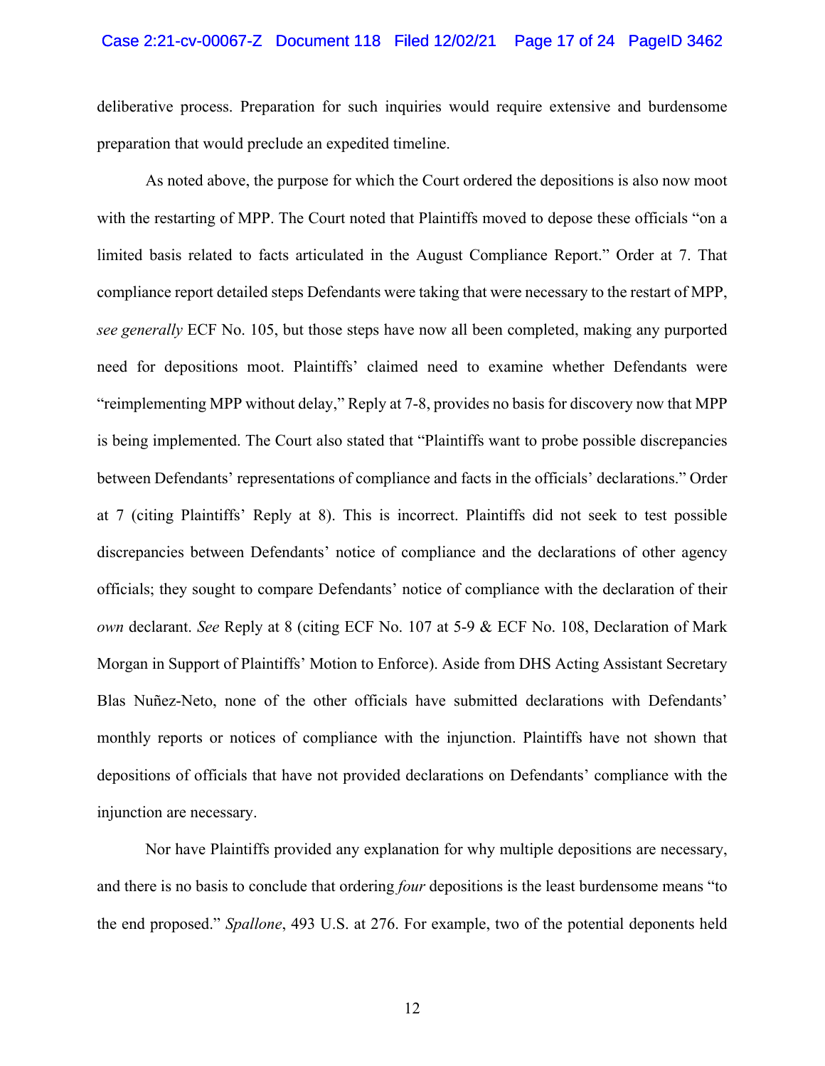deliberative process. Preparation for such inquiries would require extensive and burdensome preparation that would preclude an expedited timeline.

As noted above, the purpose for which the Court ordered the depositions is also now moot with the restarting of MPP. The Court noted that Plaintiffs moved to depose these officials "on a limited basis related to facts articulated in the August Compliance Report." Order at 7. That compliance report detailed steps Defendants were taking that were necessary to the restart of MPP, *see generally* ECF No. 105, but those steps have now all been completed, making any purported need for depositions moot. Plaintiffs' claimed need to examine whether Defendants were "reimplementing MPP without delay," Reply at 7-8, provides no basis for discovery now that MPP is being implemented. The Court also stated that "Plaintiffs want to probe possible discrepancies between Defendants' representations of compliance and facts in the officials' declarations." Order at 7 (citing Plaintiffs' Reply at 8). This is incorrect. Plaintiffs did not seek to test possible discrepancies between Defendants' notice of compliance and the declarations of other agency officials; they sought to compare Defendants' notice of compliance with the declaration of their *own* declarant. *See* Reply at 8 (citing ECF No. 107 at 5-9 & ECF No. 108, Declaration of Mark Morgan in Support of Plaintiffs' Motion to Enforce). Aside from DHS Acting Assistant Secretary Blas Nuñez-Neto, none of the other officials have submitted declarations with Defendants' monthly reports or notices of compliance with the injunction. Plaintiffs have not shown that depositions of officials that have not provided declarations on Defendants' compliance with the injunction are necessary.

Nor have Plaintiffs provided any explanation for why multiple depositions are necessary, and there is no basis to conclude that ordering *four* depositions is the least burdensome means "to the end proposed." *Spallone*, 493 U.S. at 276. For example, two of the potential deponents held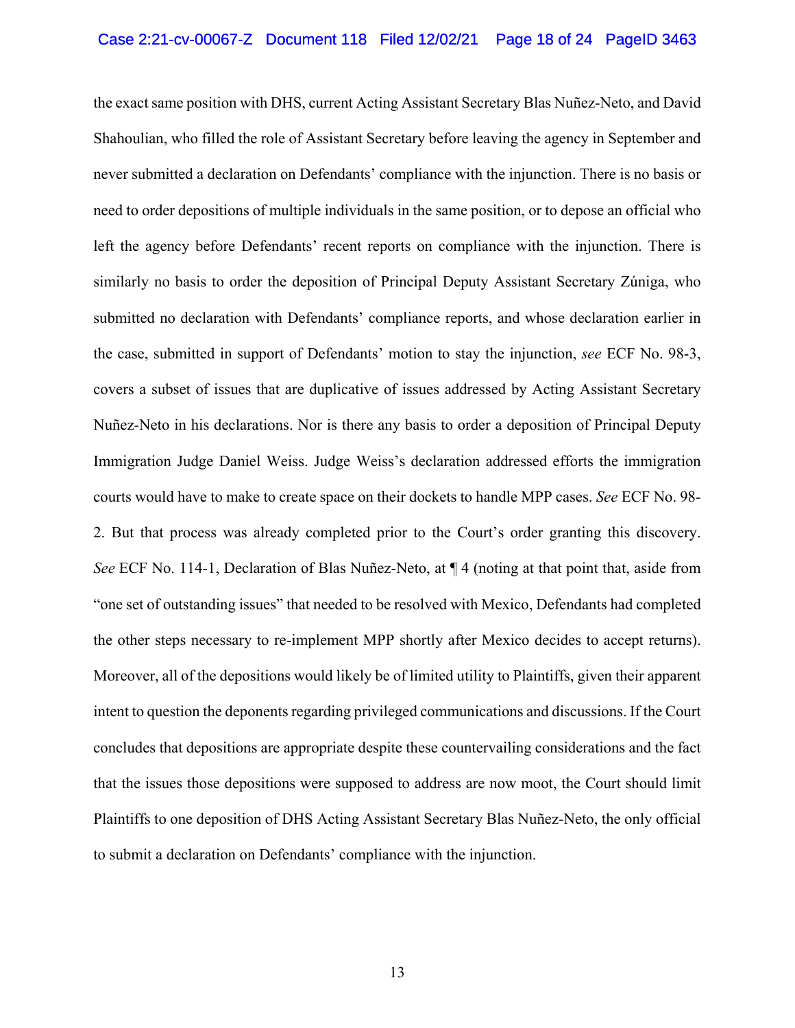the exact same position with DHS, current Acting Assistant Secretary Blas Nuñez-Neto, and David Shahoulian, who filled the role of Assistant Secretary before leaving the agency in September and never submitted a declaration on Defendants' compliance with the injunction. There is no basis or need to order depositions of multiple individuals in the same position, or to depose an official who left the agency before Defendants' recent reports on compliance with the injunction. There is similarly no basis to order the deposition of Principal Deputy Assistant Secretary Zúniga, who submitted no declaration with Defendants' compliance reports, and whose declaration earlier in the case, submitted in support of Defendants' motion to stay the injunction, *see* ECF No. 98-3, covers a subset of issues that are duplicative of issues addressed by Acting Assistant Secretary Nuñez-Neto in his declarations. Nor is there any basis to order a deposition of Principal Deputy Immigration Judge Daniel Weiss. Judge Weiss's declaration addressed efforts the immigration courts would have to make to create space on their dockets to handle MPP cases. *See* ECF No. 98-2. But that process was already completed prior to the Court's order granting this discovery. *See* ECF No. 114-1, Declaration of Blas Nuñez-Neto, at ¶ 4 (noting at that point that, aside from "one set of outstanding issues" that needed to be resolved with Mexico, Defendants had completed the other steps necessary to re-implement MPP shortly after Mexico decides to accept returns). Moreover, all of the depositions would likely be of limited utility to Plaintiffs, given their apparent intent to question the deponents regarding privileged communications and discussions. If the Court concludes that depositions are appropriate despite these countervailing considerations and the fact that the issues those depositions were supposed to address are now moot, the Court should limit Plaintiffs to one deposition of DHS Acting Assistant Secretary Blas Nuñez-Neto, the only official to submit a declaration on Defendants' compliance with the injunction.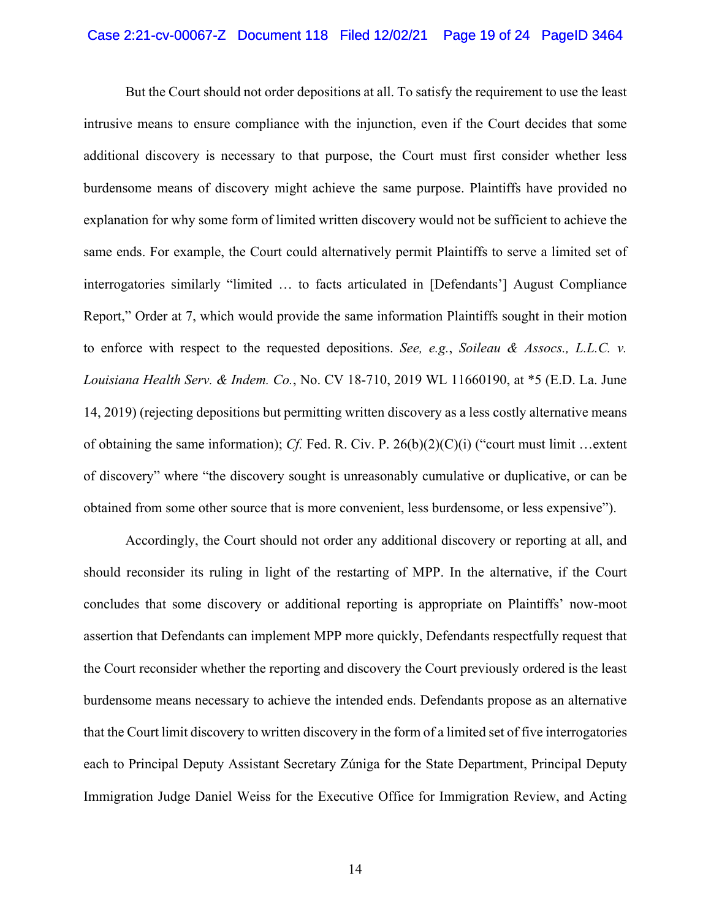But the Court should not order depositions at all. To satisfy the requirement to use the least intrusive means to ensure compliance with the injunction, even if the Court decides that some additional discovery is necessary to that purpose, the Court must first consider whether less burdensome means of discovery might achieve the same purpose. Plaintiffs have provided no explanation for why some form of limited written discovery would not be sufficient to achieve the same ends. For example, the Court could alternatively permit Plaintiffs to serve a limited set of interrogatories similarly "limited … to facts articulated in [Defendants'] August Compliance Report," Order at 7, which would provide the same information Plaintiffs sought in their motion to enforce with respect to the requested depositions. *See, e.g.*, *Soileau & Assocs., L.L.C. v. Louisiana Health Serv. & Indem. Co.*, No. CV 18-710, 2019 WL 11660190, at *5 (E.D. La. June 14, 2019) (rejecting depositions but permitting written discovery as a less costly alternative means of obtaining the same information); *Cf.* Fed. R. Civ. P. 26(b)(2)(C)(i) ("court must limit …extent of discovery" where "the discovery sought is unreasonably cumulative or duplicative, or can be obtained from some other source that is more convenient, less burdensome, or less expensive").

Accordingly, the Court should not order any additional discovery or reporting at all, and should reconsider its ruling in light of the restarting of MPP. In the alternative, if the Court concludes that some discovery or additional reporting is appropriate on Plaintiffs' now-moot assertion that Defendants can implement MPP more quickly, Defendants respectfully request that the Court reconsider whether the reporting and discovery the Court previously ordered is the least burdensome means necessary to achieve the intended ends. Defendants propose as an alternative that the Court limit discovery to written discovery in the form of a limited set of five interrogatories each to Principal Deputy Assistant Secretary Zúniga for the State Department, Principal Deputy Immigration Judge Daniel Weiss for the Executive Office for Immigration Review, and Acting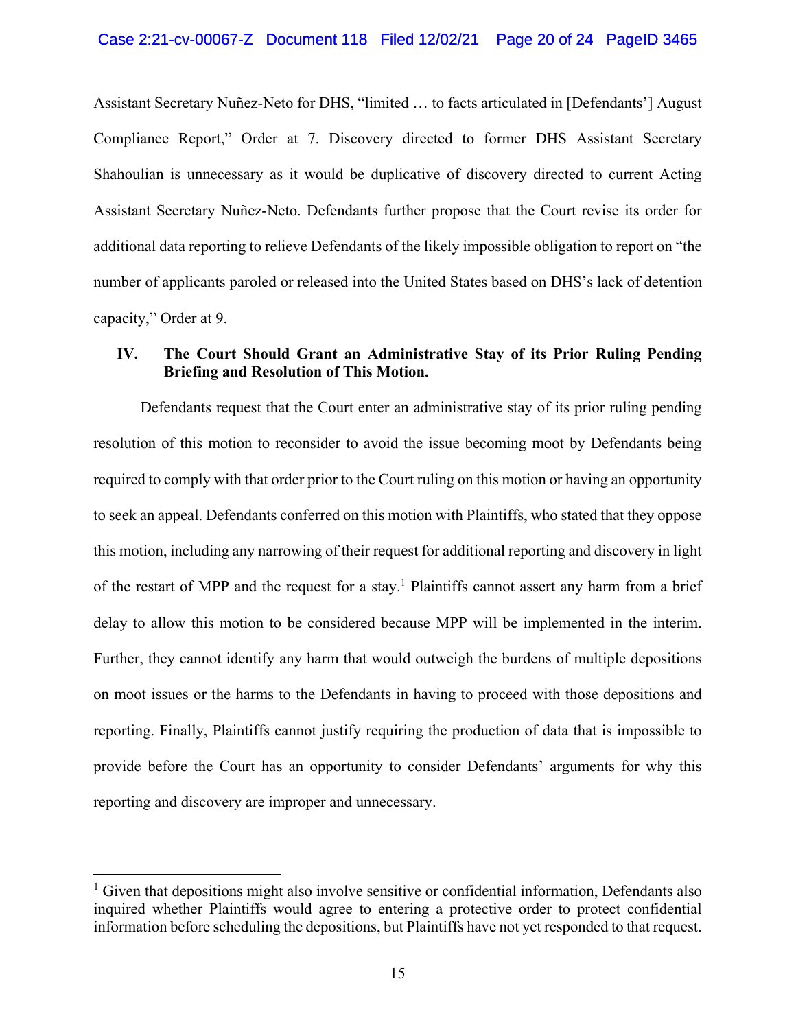Assistant Secretary Nuñez-Neto for DHS, "limited … to facts articulated in [Defendants'] August Compliance Report," Order at 7. Discovery directed to former DHS Assistant Secretary Shahoulian is unnecessary as it would be duplicative of discovery directed to current Acting Assistant Secretary Nuñez-Neto. Defendants further propose that the Court revise its order for additional data reporting to relieve Defendants of the likely impossible obligation to report on "the number of applicants paroled or released into the United States based on DHS's lack of detention capacity," Order at 9.

## IV. The Court Should Grant an Administrative Stay of its Prior Ruling Pending Briefing and Resolution of This Motion.

Defendants request that the Court enter an administrative stay of its prior ruling pending resolution of this motion to reconsider to avoid the issue becoming moot by Defendants being required to comply with that order prior to the Court ruling on this motion or having an opportunity to seek an appeal. Defendants conferred on this motion with Plaintiffs, who stated that they oppose this motion, including any narrowing of their request for additional reporting and discovery in light of the restart of MPP and the request for a stay.[1] Plaintiffs cannot assert any harm from a brief delay to allow this motion to be considered because MPP will be implemented in the interim. Further, they cannot identify any harm that would outweigh the burdens of multiple depositions on moot issues or the harms to the Defendants in having to proceed with those depositions and reporting. Finally, Plaintiffs cannot justify requiring the production of data that is impossible to provide before the Court has an opportunity to consider Defendants' arguments for why this reporting and discovery are improper and unnecessary.

---

[1] Given that depositions might also involve sensitive or confidential information, Defendants also inquired whether Plaintiffs would agree to entering a protective order to protect confidential information before scheduling the depositions, but Plaintiffs have not yet responded to that request.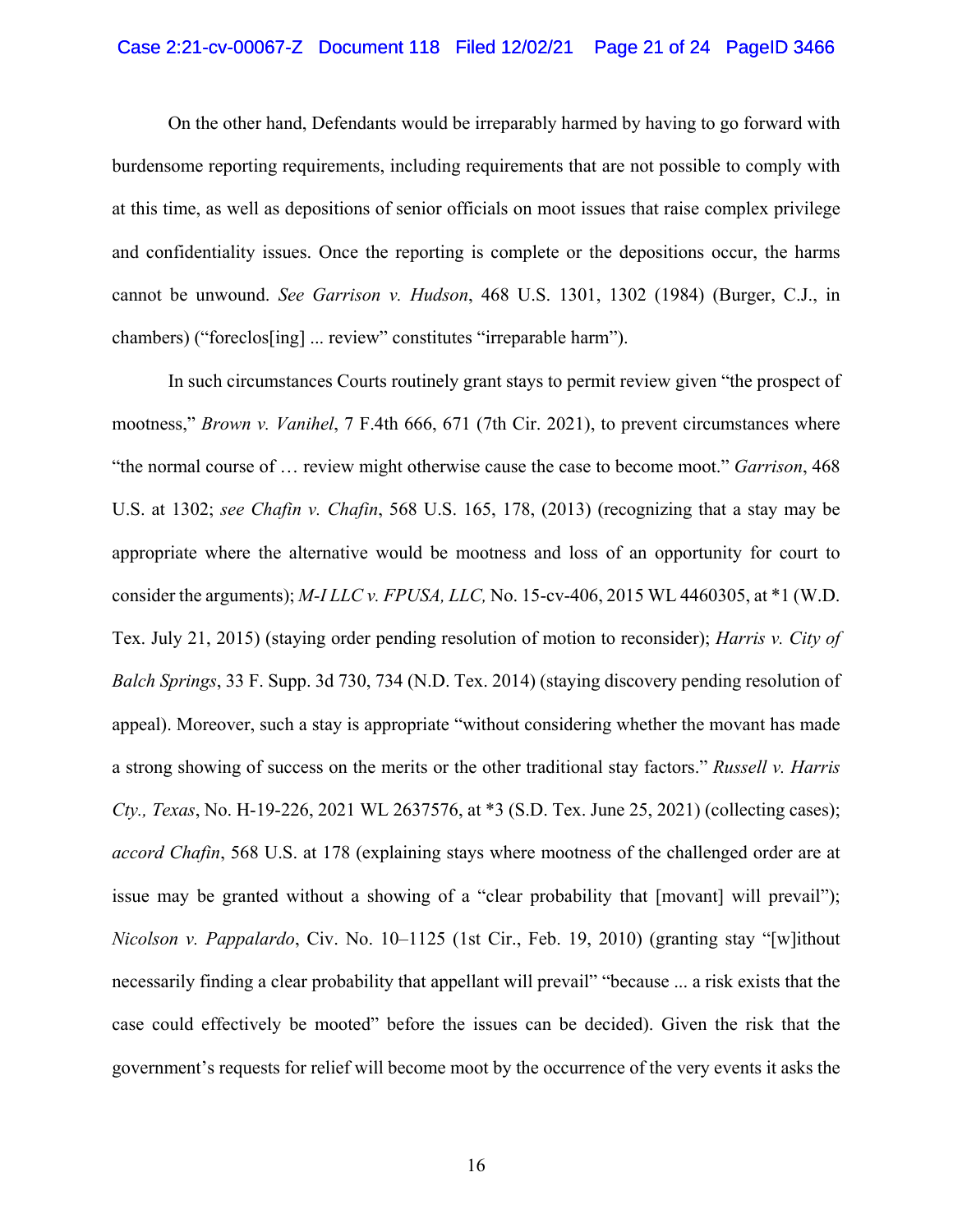On the other hand, Defendants would be irreparably harmed by having to go forward with burdensome reporting requirements, including requirements that are not possible to comply with at this time, as well as depositions of senior officials on moot issues that raise complex privilege and confidentiality issues. Once the reporting is complete or the depositions occur, the harms cannot be unwound. *See Garrison v. Hudson*, 468 U.S. 1301, 1302 (1984) (Burger, C.J., in chambers) ("foreclos[ing] ... review" constitutes "irreparable harm").

In such circumstances Courts routinely grant stays to permit review given "the prospect of mootness," *Brown v. Vanihel*, 7 F.4th 666, 671 (7th Cir. 2021), to prevent circumstances where "the normal course of … review might otherwise cause the case to become moot." *Garrison*, 468 U.S. at 1302; *see Chafin v. Chafin*, 568 U.S. 165, 178, (2013) (recognizing that a stay may be appropriate where the alternative would be mootness and loss of an opportunity for court to consider the arguments); *M-I LLC v. FPUSA, LLC,* No. 15-cv-406, 2015 WL 4460305, at *1 (W.D. Tex. July 21, 2015) (staying order pending resolution of motion to reconsider); *Harris v. City of Balch Springs*, 33 F. Supp. 3d 730, 734 (N.D. Tex. 2014) (staying discovery pending resolution of appeal). Moreover, such a stay is appropriate "without considering whether the movant has made a strong showing of success on the merits or the other traditional stay factors." *Russell v. Harris Cty., Texas*, No. H-19-226, 2021 WL 2637576, at *3 (S.D. Tex. June 25, 2021) (collecting cases); *accord Chafin*, 568 U.S. at 178 (explaining stays where mootness of the challenged order are at issue may be granted without a showing of a "clear probability that [movant] will prevail"); *Nicolson v. Pappalardo*, Civ. No. 10–1125 (1st Cir., Feb. 19, 2010) (granting stay "[w]ithout necessarily finding a clear probability that appellant will prevail" "because ... a risk exists that the case could effectively be mooted" before the issues can be decided). Given the risk that the government's requests for relief will become moot by the occurrence of the very events it asks the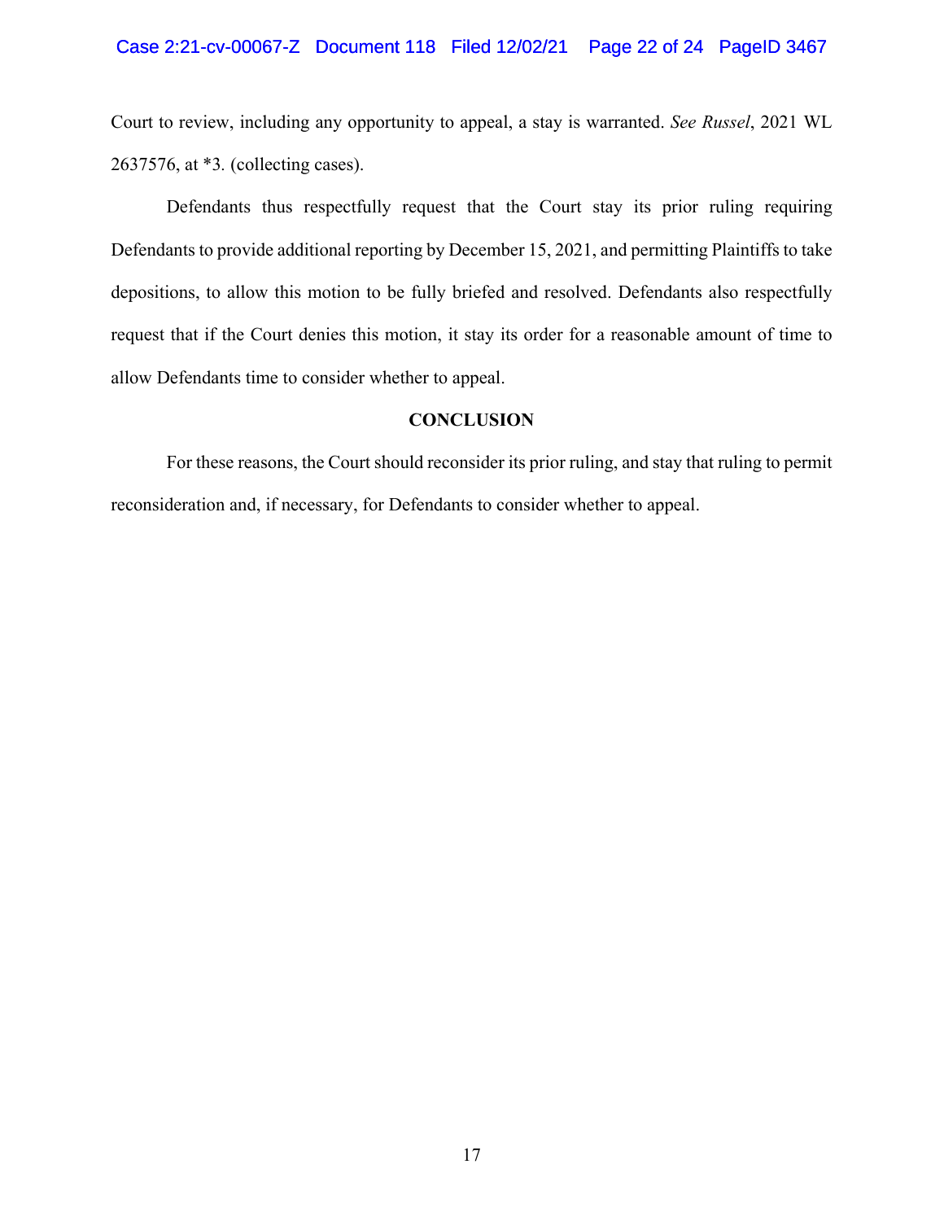Court to review, including any opportunity to appeal, a stay is warranted. *See Russel*, 2021 WL 2637576, at *3. (collecting cases).

Defendants thus respectfully request that the Court stay its prior ruling requiring Defendants to provide additional reporting by December 15, 2021, and permitting Plaintiffs to take depositions, to allow this motion to be fully briefed and resolved. Defendants also respectfully request that if the Court denies this motion, it stay its order for a reasonable amount of time to allow Defendants time to consider whether to appeal.

**CONCLUSION**

For these reasons, the Court should reconsider its prior ruling, and stay that ruling to permit reconsideration and, if necessary, for Defendants to consider whether to appeal.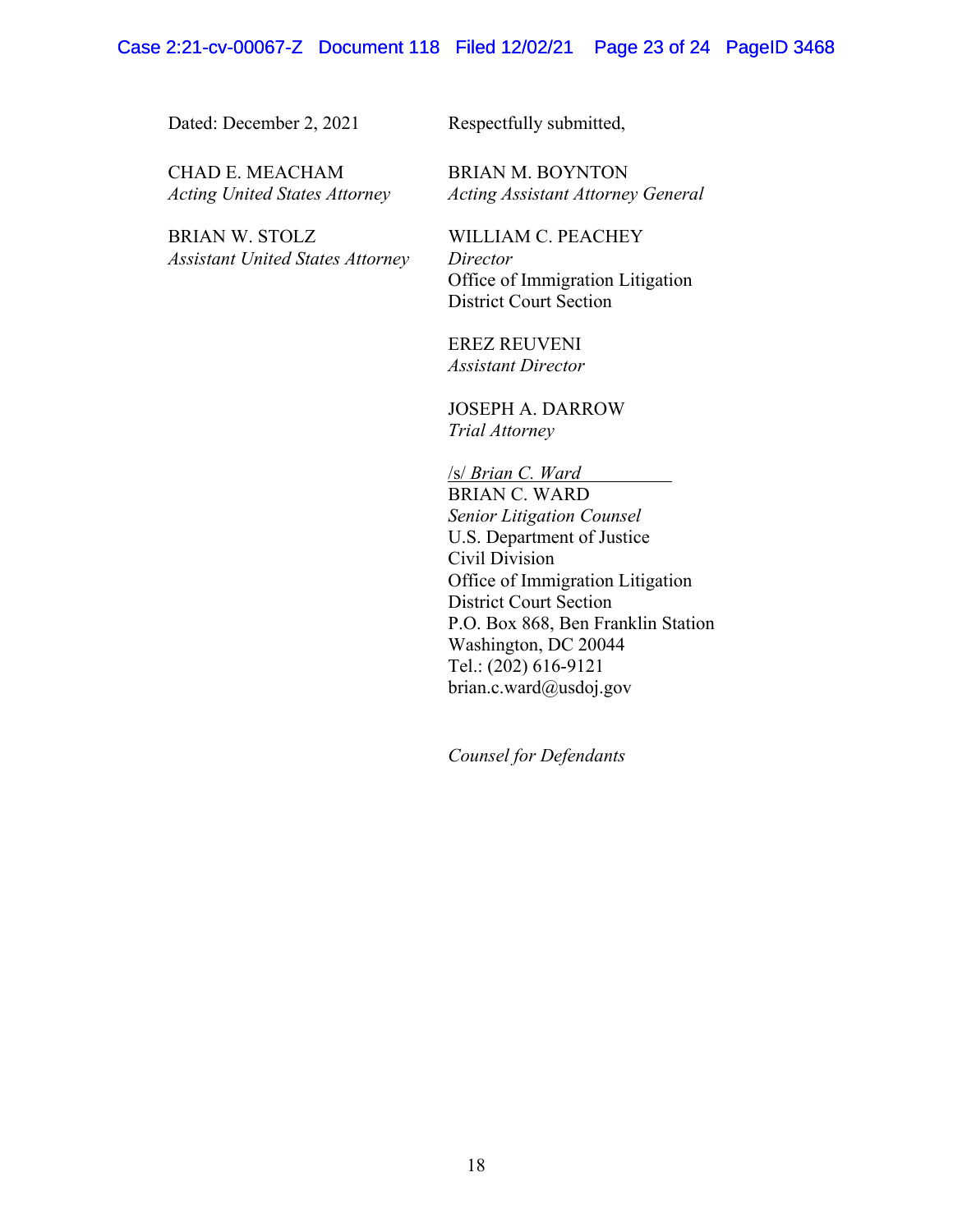Dated: December 2, 2021

Respectfully submitted,

CHAD E. MEACHAM
*Acting United States Attorney*

BRIAN W. STOLZ
*Assistant United States Attorney*

BRIAN M. BOYNTON
*Acting Assistant Attorney General*

WILLIAM C. PEACHEY
*Director*
Office of Immigration Litigation
District Court Section

EREZ REUVENI
*Assistant Director*

JOSEPH A. DARROW
*Trial Attorney*

/s/ *Brian C. Ward*
BRIAN C. WARD
*Senior Litigation Counsel*
U.S. Department of Justice
Civil Division
Office of Immigration Litigation
District Court Section
P.O. Box 868, Ben Franklin Station
Washington, DC 20044
Tel.: (202) 616-9121
brian.c.ward@usdoj.gov

*Counsel for Defendants*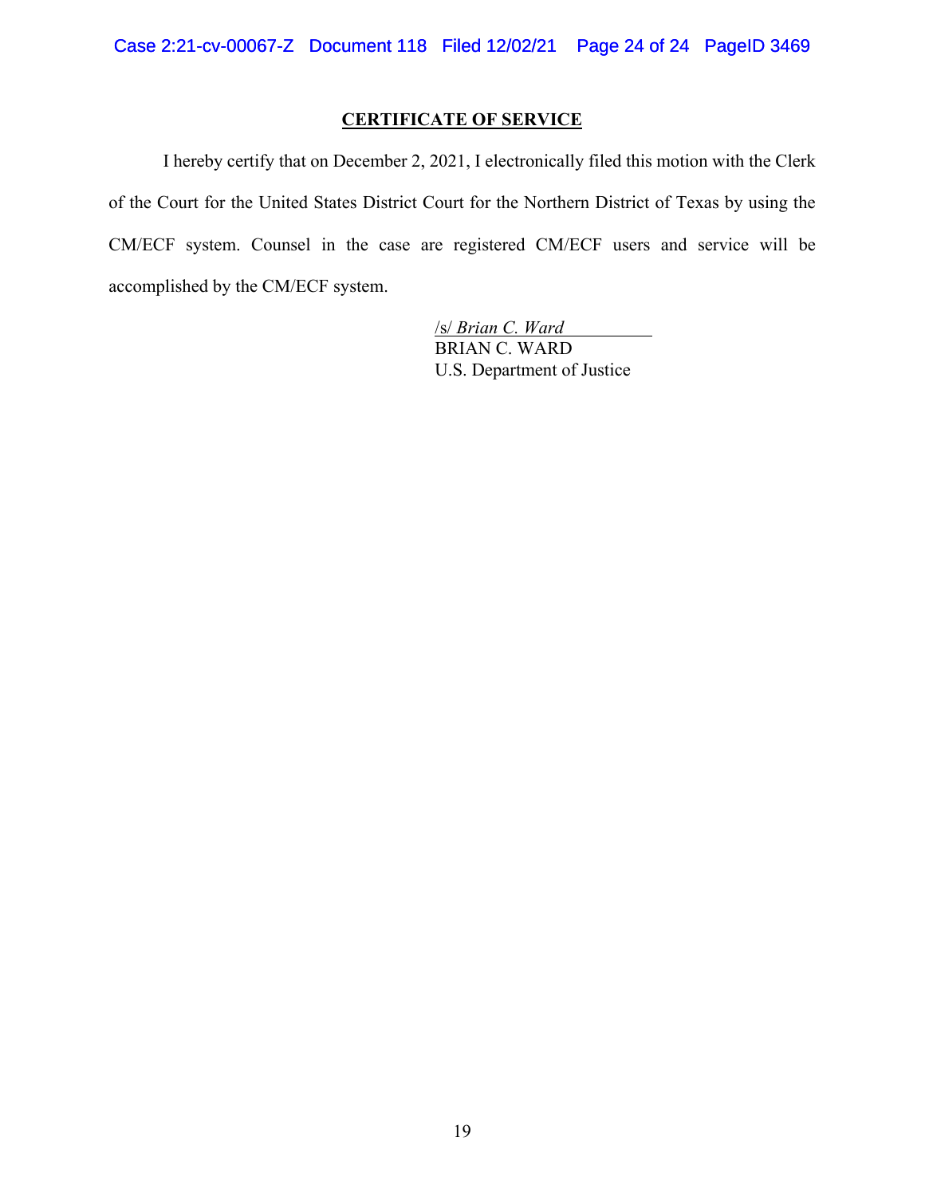## CERTIFICATE OF SERVICE

I hereby certify that on December 2, 2021, I electronically filed this motion with the Clerk of the Court for the United States District Court for the Northern District of Texas by using the CM/ECF system. Counsel in the case are registered CM/ECF users and service will be accomplished by the CM/ECF system.

/s/ *Brian C. Ward*
BRIAN C. WARD
U.S. Department of Justice